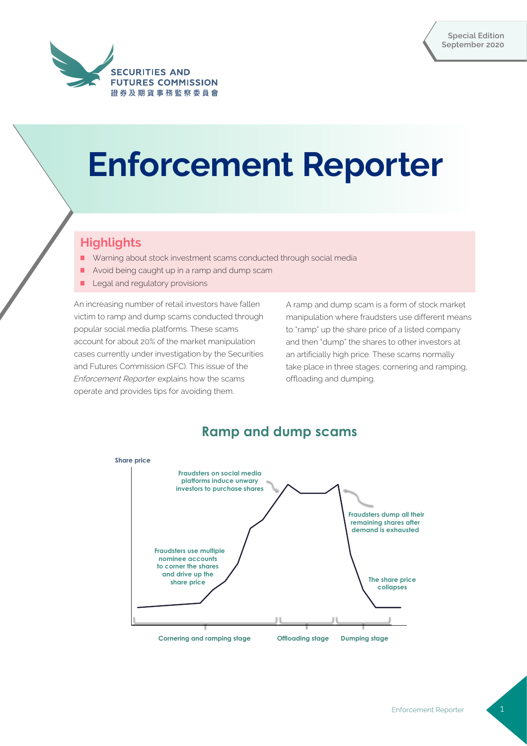Special Edition
September 2020

SECURITIES AND FUTURES COMMISSION
證券及期貨事務監察委員會

# Enforcement Reporter

## Highlights

- Warning about stock investment scams conducted through social media
- Avoid being caught up in a ramp and dump scam
- Legal and regulatory provisions

An increasing number of retail investors have fallen victim to ramp and dump scams conducted through popular social media platforms. These scams account for about 20% of the market manipulation cases currently under investigation by the Securities and Futures Commission (SFC). This issue of the *Enforcement Reporter* explains how the scams operate and provides tips for avoiding them.

A ramp and dump scam is a form of stock market manipulation where fraudsters use different means to "ramp" up the share price of a listed company and then "dump" the shares to other investors at an artificially high price. These scams normally take place in three stages: cornering and ramping, offloading and dumping.

## Ramp and dump scams

Share price

Fraudsters use multiple nominee accounts to corner the shares and drive up the share price

Fraudsters on social media platforms induce unwary investors to purchase shares

Fraudsters dump all their remaining shares after demand is exhausted

The share price collapses

Cornering and ramping stage | Offloading stage | Dumping stage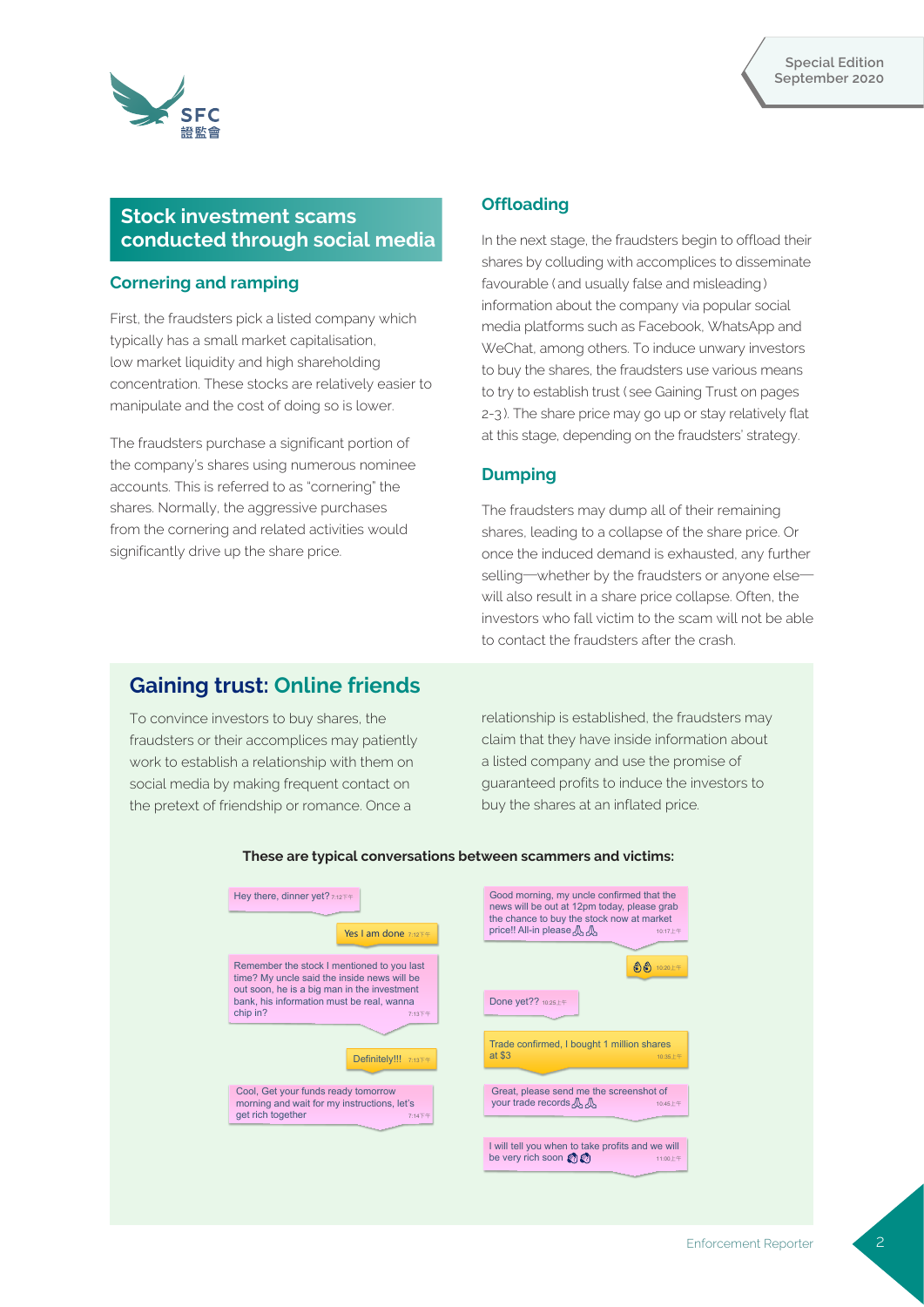## Stock investment scams conducted through social media

### Cornering and ramping

First, the fraudsters pick a listed company which typically has a small market capitalisation, low market liquidity and high shareholding concentration. These stocks are relatively easier to manipulate and the cost of doing so is lower.

The fraudsters purchase a significant portion of the company's shares using numerous nominee accounts. This is referred to as "cornering" the shares. Normally, the aggressive purchases from the cornering and related activities would significantly drive up the share price.

### Offloading

In the next stage, the fraudsters begin to offload their shares by colluding with accomplices to disseminate favourable (and usually false and misleading) information about the company via popular social media platforms such as Facebook, WhatsApp and WeChat, among others. To induce unwary investors to buy the shares, the fraudsters use various means to try to establish trust (see Gaining Trust on pages 2-3). The share price may go up or stay relatively flat at this stage, depending on the fraudsters' strategy.

### Dumping

The fraudsters may dump all of their remaining shares, leading to a collapse of the share price. Or once the induced demand is exhausted, any further selling—whether by the fraudsters or anyone else—will also result in a share price collapse. Often, the investors who fall victim to the scam will not be able to contact the fraudsters after the crash.

## Gaining trust: Online friends

To convince investors to buy shares, the fraudsters or their accomplices may patiently work to establish a relationship with them on social media by making frequent contact on the pretext of friendship or romance. Once a relationship is established, the fraudsters may claim that they have inside information about a listed company and use the promise of guaranteed profits to induce the investors to buy the shares at an inflated price.

**These are typical conversations between scammers and victims:**

Hey there, dinner yet? 7:12下午

Yes I am done 7:12下午

Remember the stock I mentioned to you last time? My uncle said the inside news will be out soon, he is a big man in the investment bank, his information must be real, wanna chip in? 7:13下午

Definitely!!! 7:13下午

Cool, Get your funds ready tomorrow morning and wait for my instructions, let's get rich together 7:14下午

Good morning, my uncle confirmed that the news will be out at 12pm today, please grab the chance to buy the stock now at market price!! All-in please🙏🙏 10:17上午

👌👌 10:20上午

Done yet?? 10:25上午

Trade confirmed, I bought 1 million shares at $3 10:35上午

Great, please send me the screenshot of your trade records🙏🙏 10:45上午

I will tell you when to take profits and we will be very rich soon 🤑🤑 11:00上午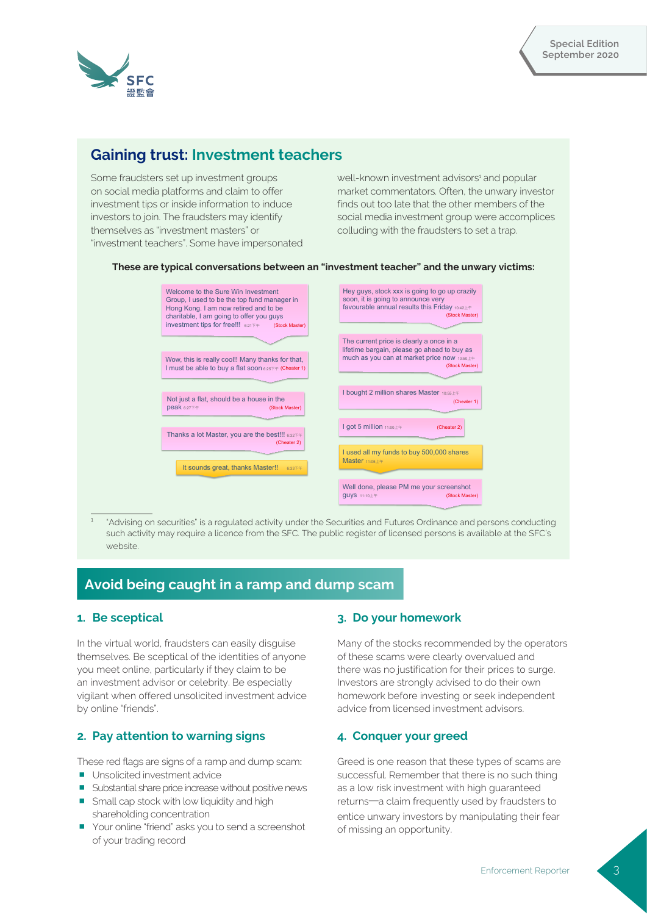## Gaining trust: Investment teachers

Some fraudsters set up investment groups on social media platforms and claim to offer investment tips or inside information to induce investors to join. The fraudsters may identify themselves as "investment masters" or "investment teachers". Some have impersonated well-known investment advisors[1] and popular market commentators. Often, the unwary investor finds out too late that the other members of the social media investment group were accomplices colluding with the fraudsters to set a trap.

**These are typical conversations between an "investment teacher" and the unwary victims:**

Welcome to the Sure Win Investment Group, I used to be the top fund manager in Hong Kong. I am now retired and to be charitable, I am going to offer you guys investment tips for free!!! 6:21下午 (Stock Master)

Wow, this is really cool!! Many thanks for that, I must be able to buy a flat soon 6:25下午 (Cheater 1)

Not just a flat, should be a house in the peak 6:27下午 (Stock Master)

Thanks a lot Master, you are the best!!! 6:32下午 (Cheater 2)

It sounds great, thanks Master!! 6:35下午

Hey guys, stock xxx is going to go up crazily soon, it is going to announce very favourable annual results this Friday 10:42上午 (Stock Master)

The current price is clearly a once in a lifetime bargain, please go ahead to buy as much as you can at market price now 10:50上午 (Stock Master)

I bought 2 million shares Master 10:55上午 (Cheater 1)

I got 5 million 11:00上午 (Cheater 2)

I used all my funds to buy 500,000 shares Master 11:05上午

Well done, please PM me your screenshot guys 11:10上午 (Stock Master)

[1] "Advising on securities" is a regulated activity under the Securities and Futures Ordinance and persons conducting such activity may require a licence from the SFC. The public register of licensed persons is available at the SFC's website.

## Avoid being caught in a ramp and dump scam

### 1. Be sceptical

In the virtual world, fraudsters can easily disguise themselves. Be sceptical of the identities of anyone you meet online, particularly if they claim to be an investment advisor or celebrity. Be especially vigilant when offered unsolicited investment advice by online "friends".

### 2. Pay attention to warning signs

These red flags are signs of a ramp and dump scam:

- Unsolicited investment advice
- Substantial share price increase without positive news
- Small cap stock with low liquidity and high shareholding concentration
- Your online "friend" asks you to send a screenshot of your trading record

### 3. Do your homework

Many of the stocks recommended by the operators of these scams were clearly overvalued and there was no justification for their prices to surge. Investors are strongly advised to do their own homework before investing or seek independent advice from licensed investment advisors.

### 4. Conquer your greed

Greed is one reason that these types of scams are successful. Remember that there is no such thing as a low risk investment with high guaranteed returns—a claim frequently used by fraudsters to entice unwary investors by manipulating their fear of missing an opportunity.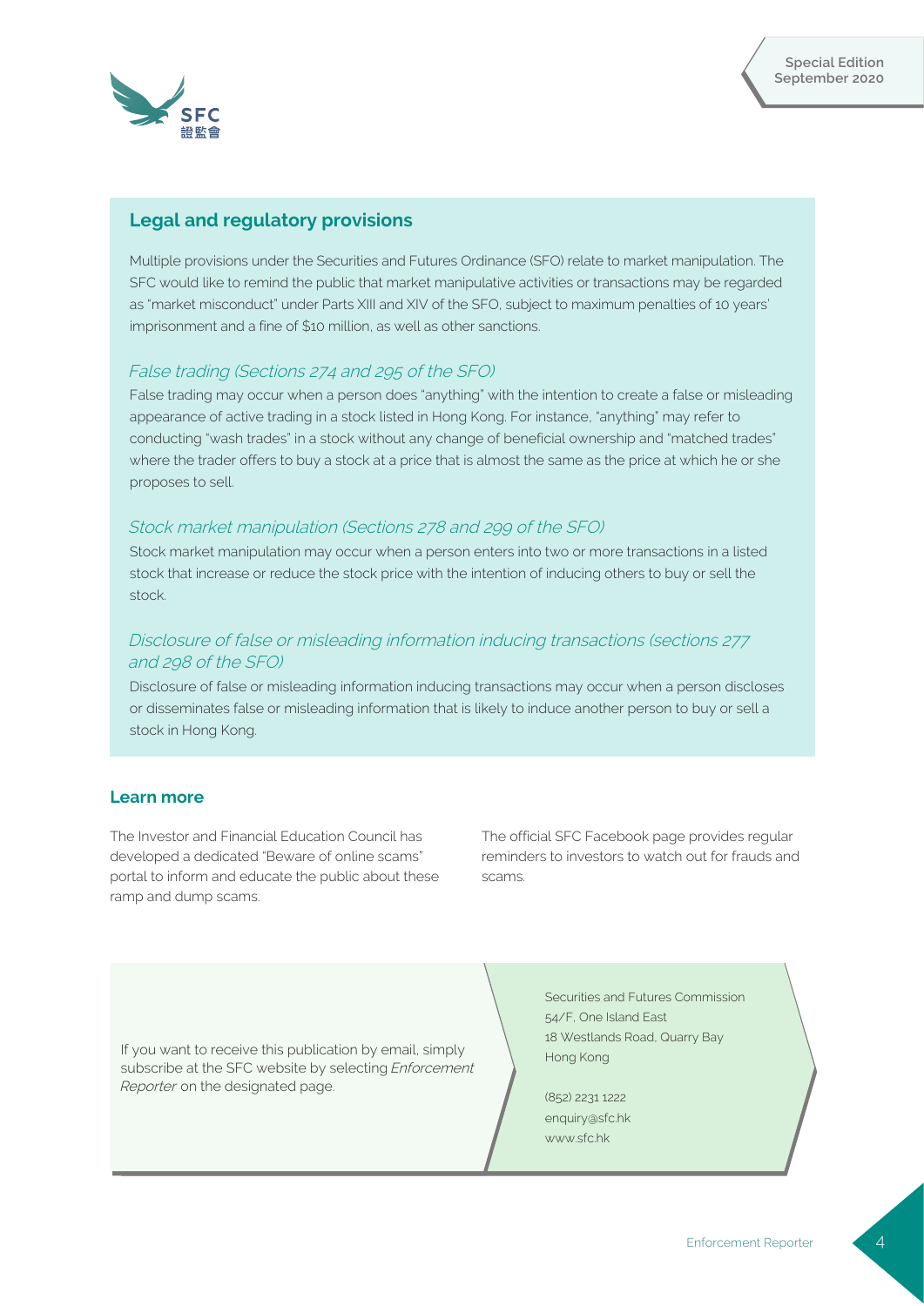## Legal and regulatory provisions

Multiple provisions under the Securities and Futures Ordinance (SFO) relate to market manipulation. The SFC would like to remind the public that market manipulative activities or transactions may be regarded as "market misconduct" under Parts XIII and XIV of the SFO, subject to maximum penalties of 10 years' imprisonment and a fine of $10 million, as well as other sanctions.

### *False trading (Sections 274 and 295 of the SFO)*

False trading may occur when a person does "anything" with the intention to create a false or misleading appearance of active trading in a stock listed in Hong Kong. For instance, "anything" may refer to conducting "wash trades" in a stock without any change of beneficial ownership and "matched trades" where the trader offers to buy a stock at a price that is almost the same as the price at which he or she proposes to sell.

### *Stock market manipulation (Sections 278 and 299 of the SFO)*

Stock market manipulation may occur when a person enters into two or more transactions in a listed stock that increase or reduce the stock price with the intention of inducing others to buy or sell the stock.

### *Disclosure of false or misleading information inducing transactions (sections 277 and 298 of the SFO)*

Disclosure of false or misleading information inducing transactions may occur when a person discloses or disseminates false or misleading information that is likely to induce another person to buy or sell a stock in Hong Kong.

## Learn more

The Investor and Financial Education Council has developed a dedicated "Beware of online scams" portal to inform and educate the public about these ramp and dump scams.

The official SFC Facebook page provides regular reminders to investors to watch out for frauds and scams.

If you want to receive this publication by email, simply subscribe at the SFC website by selecting *Enforcement Reporter* on the designated page.

Securities and Futures Commission
54/F, One Island East
18 Westlands Road, Quarry Bay
Hong Kong

(852) 2231 1222
enquiry@sfc.hk
www.sfc.hk